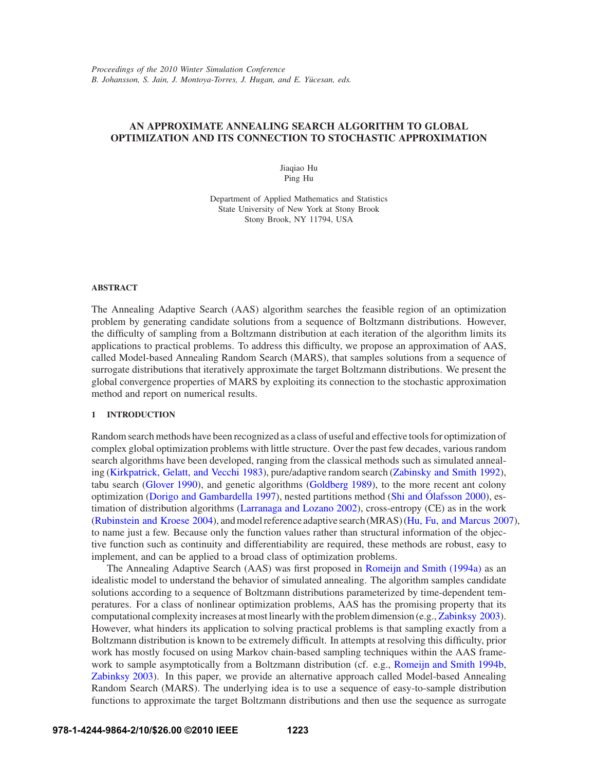*Proceedings of the 2010 Winter Simulation Conference*
*B. Johansson, S. Jain, J. Montoya-Torres, J. Hugan, and E. Yücesan, eds.*

# AN APPROXIMATE ANNEALING SEARCH ALGORITHM TO GLOBAL OPTIMIZATION AND ITS CONNECTION TO STOCHASTIC APPROXIMATION

Jiaqiao Hu
Ping Hu

Department of Applied Mathematics and Statistics
State University of New York at Stony Brook
Stony Brook, NY 11794, USA

## ABSTRACT

The Annealing Adaptive Search (AAS) algorithm searches the feasible region of an optimization problem by generating candidate solutions from a sequence of Boltzmann distributions. However, the difficulty of sampling from a Boltzmann distribution at each iteration of the algorithm limits its applications to practical problems. To address this difficulty, we propose an approximation of AAS, called Model-based Annealing Random Search (MARS), that samples solutions from a sequence of surrogate distributions that iteratively approximate the target Boltzmann distributions. We present the global convergence properties of MARS by exploiting its connection to the stochastic approximation method and report on numerical results.

## 1 INTRODUCTION

Random search methods have been recognized as a class of useful and effective tools for optimization of complex global optimization problems with little structure. Over the past few decades, various random search algorithms have been developed, ranging from the classical methods such as simulated annealing (Kirkpatrick, Gelatt, and Vecchi 1983), pure/adaptive random search (Zabinsky and Smith 1992), tabu search (Glover 1990), and genetic algorithms (Goldberg 1989), to the more recent ant colony optimization (Dorigo and Gambardella 1997), nested partitions method (Shi and Ólafsson 2000), estimation of distribution algorithms (Larranaga and Lozano 2002), cross-entropy (CE) as in the work (Rubinstein and Kroese 2004), and model reference adaptive search (MRAS) (Hu, Fu, and Marcus 2007), to name just a few. Because only the function values rather than structural information of the objective function such as continuity and differentiability are required, these methods are robust, easy to implement, and can be applied to a broad class of optimization problems.

The Annealing Adaptive Search (AAS) was first proposed in Romeijn and Smith (1994a) as an idealistic model to understand the behavior of simulated annealing. The algorithm samples candidate solutions according to a sequence of Boltzmann distributions parameterized by time-dependent temperatures. For a class of nonlinear optimization problems, AAS has the promising property that its computational complexity increases at most linearly with the problem dimension (e.g., Zabinksy 2003). However, what hinders its application to solving practical problems is that sampling exactly from a Boltzmann distribution is known to be extremely difficult. In attempts at resolving this difficulty, prior work has mostly focused on using Markov chain-based sampling techniques within the AAS framework to sample asymptotically from a Boltzmann distribution (cf. e.g., Romeijn and Smith 1994b, Zabinksy 2003). In this paper, we provide an alternative approach called Model-based Annealing Random Search (MARS). The underlying idea is to use a sequence of easy-to-sample distribution functions to approximate the target Boltzmann distributions and then use the sequence as surrogate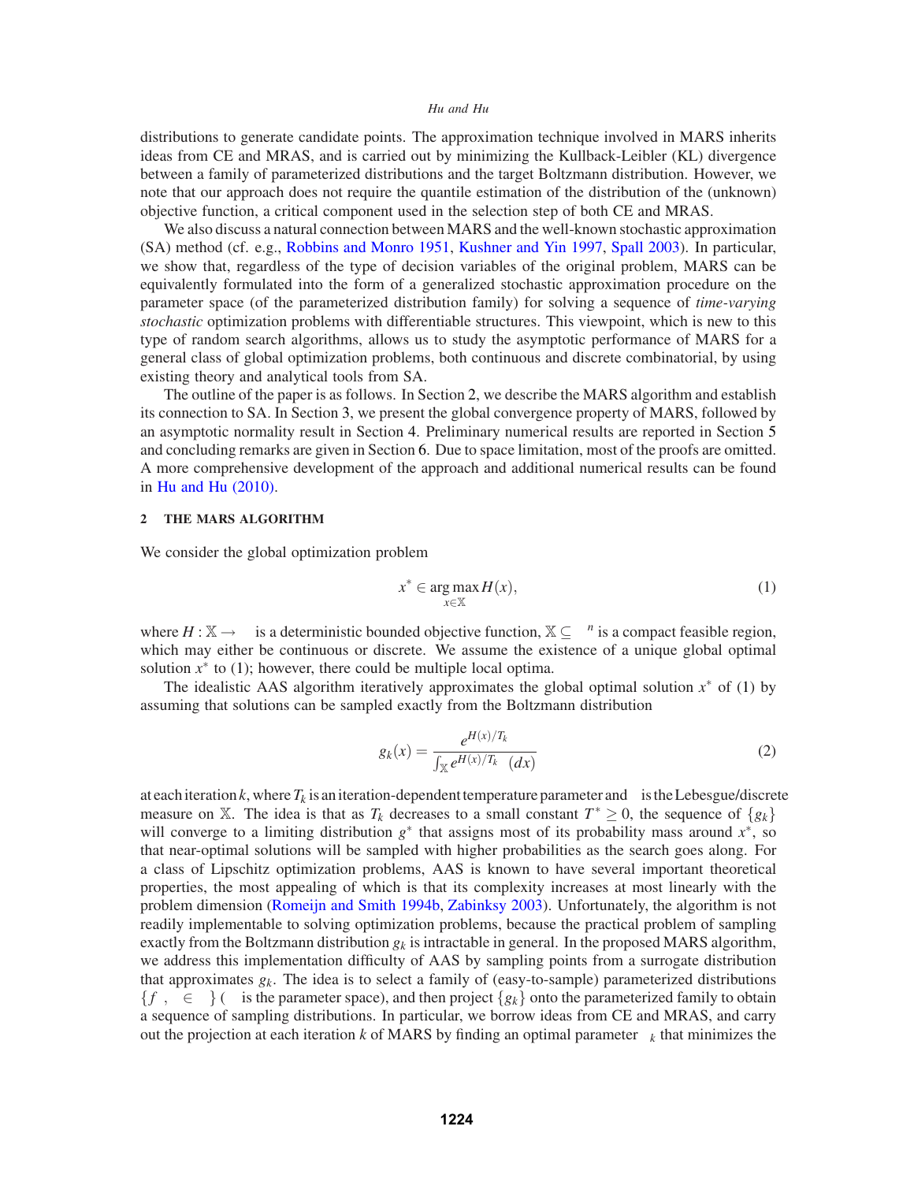distributions to generate candidate points. The approximation technique involved in MARS inherits ideas from CE and MRAS, and is carried out by minimizing the Kullback-Leibler (KL) divergence between a family of parameterized distributions and the target Boltzmann distribution. However, we note that our approach does not require the quantile estimation of the distribution of the (unknown) objective function, a critical component used in the selection step of both CE and MRAS.

We also discuss a natural connection between MARS and the well-known stochastic approximation (SA) method (cf. e.g., Robbins and Monro 1951, Kushner and Yin 1997, Spall 2003). In particular, we show that, regardless of the type of decision variables of the original problem, MARS can be equivalently formulated into the form of a generalized stochastic approximation procedure on the parameter space (of the parameterized distribution family) for solving a sequence of *time-varying stochastic* optimization problems with differentiable structures. This viewpoint, which is new to this type of random search algorithms, allows us to study the asymptotic performance of MARS for a general class of global optimization problems, both continuous and discrete combinatorial, by using existing theory and analytical tools from SA.

The outline of the paper is as follows. In Section 2, we describe the MARS algorithm and establish its connection to SA. In Section 3, we present the global convergence property of MARS, followed by an asymptotic normality result in Section 4. Preliminary numerical results are reported in Section 5 and concluding remarks are given in Section 6. Due to space limitation, most of the proofs are omitted. A more comprehensive development of the approach and additional numerical results can be found in Hu and Hu (2010).

## 2 THE MARS ALGORITHM

We consider the global optimization problem

$$x^* \in \arg\max_{x \in \mathbb{X}} H(x), \tag{1}$$

where $H : \mathbb{X} \to \Re$ is a deterministic bounded objective function, $\mathbb{X} \subseteq \Re^n$ is a compact feasible region, which may either be continuous or discrete. We assume the existence of a unique global optimal solution $x^*$ to (1); however, there could be multiple local optima.

The idealistic AAS algorithm iteratively approximates the global optimal solution $x^*$ of (1) by assuming that solutions can be sampled exactly from the Boltzmann distribution

$$g_k(x) = \frac{e^{H(x)/T_k}}{\int_{\mathbb{X}} e^{H(x)/T_k} \nu(dx)} \tag{2}$$

at each iteration $k$, where $T_k$ is an iteration-dependent temperature parameter and $\nu$ is the Lebesgue/discrete measure on $\mathbb{X}$. The idea is that as $T_k$ decreases to a small constant $T^* \geq 0$, the sequence of $\{g_k\}$ will converge to a limiting distribution $g^*$ that assigns most of its probability mass around $x^*$, so that near-optimal solutions will be sampled with higher probabilities as the search goes along. For a class of Lipschitz optimization problems, AAS is known to have several important theoretical properties, the most appealing of which is that its complexity increases at most linearly with the problem dimension (Romeijn and Smith 1994b, Zabinksy 2003). Unfortunately, the algorithm is not readily implementable to solving optimization problems, because the practical problem of sampling exactly from the Boltzmann distribution $g_k$ is intractable in general. In the proposed MARS algorithm, we address this implementation difficulty of AAS by sampling points from a surrogate distribution that approximates $g_k$. The idea is to select a family of (easy-to-sample) parameterized distributions $\{f_\theta, \theta \in \Theta\}$ ($\Theta$ is the parameter space), and then project $\{g_k\}$ onto the parameterized family to obtain a sequence of sampling distributions. In particular, we borrow ideas from CE and MRAS, and carry out the projection at each iteration $k$ of MARS by finding an optimal parameter $\theta_k$ that minimizes the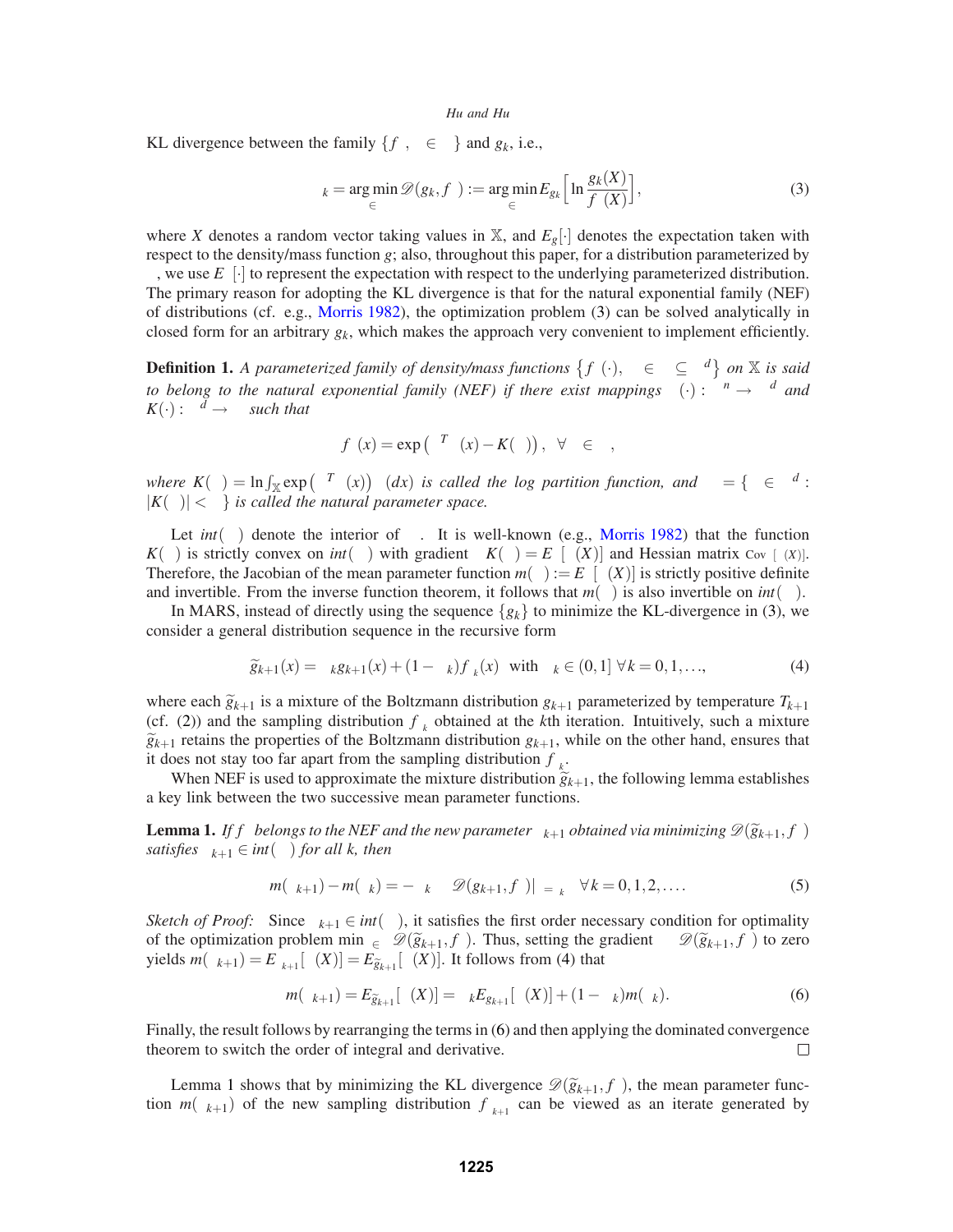KL divergence between the family $\{f_\theta, \theta \in \Theta\}$ and $g_k$, i.e.,

$$\theta_k = \arg\min_{\theta \in \Theta} \mathscr{D}(g_k, f_\theta) := \arg\min_{\theta \in \Theta} E_{g_k}\Big[\ln \frac{g_k(X)}{f_\theta(X)}\Big], \tag{3}$$

where $X$ denotes a random vector taking values in $\mathbb{X}$, and $E_g[\cdot]$ denotes the expectation taken with respect to the density/mass function $g$; also, throughout this paper, for a distribution parameterized by $\theta$, we use $E_\theta[\cdot]$ to represent the expectation with respect to the underlying parameterized distribution. The primary reason for adopting the KL divergence is that for the natural exponential family (NEF) of distributions (cf. e.g., Morris 1982), the optimization problem (3) can be solved analytically in closed form for an arbitrary $g_k$, which makes the approach very convenient to implement efficiently.

**Definition 1.** *A parameterized family of density/mass functions $\{f_\theta(\cdot), \theta \in \Theta \subseteq \Re^d\}$ on $\mathbb{X}$ is said to belong to the natural exponential family (NEF) if there exist mappings $\Gamma(\cdot) : \Re^n \to \Re^d$ and $K(\cdot) : \Re^d \to \Re$ such that*

$$f_\theta(x) = \exp\big(\theta^T \Gamma(x) - K(\theta)\big), \ \forall \theta \in \Theta,$$

*where $K(\theta) = \ln \int_{\mathbb{X}} \exp\big(\theta^T \Gamma(x)\big) \nu(dx)$ is called the log partition function, and $\Theta = \{\theta \in \Re^d : |K(\theta)| < \infty\}$ is called the natural parameter space.*

Let $int(\Theta)$ denote the interior of $\Theta$. It is well-known (e.g., Morris 1982) that the function $K(\theta)$ is strictly convex on $int(\Theta)$ with gradient $\nabla_\theta K(\theta) = E_\theta[\Gamma(X)]$ and Hessian matrix $\mathrm{Cov}_\theta[\Gamma(X)]$. Therefore, the Jacobian of the mean parameter function $m(\theta) := E_\theta[\Gamma(X)]$ is strictly positive definite and invertible. From the inverse function theorem, it follows that $m(\theta)$ is also invertible on $int(\Theta)$.

In MARS, instead of directly using the sequence $\{g_k\}$ to minimize the KL-divergence in (3), we consider a general distribution sequence in the recursive form

$$\widetilde{g}_{k+1}(x) = \alpha_k g_{k+1}(x) + (1-\alpha_k) f_{\theta_k}(x) \ \text{ with } \ \alpha_k \in (0,1] \ \forall k = 0,1,\ldots, \tag{4}$$

where each $\widetilde{g}_{k+1}$ is a mixture of the Boltzmann distribution $g_{k+1}$ parameterized by temperature $T_{k+1}$ (cf. (2)) and the sampling distribution $f_{\theta_k}$ obtained at the $k$th iteration. Intuitively, such a mixture $\widetilde{g}_{k+1}$ retains the properties of the Boltzmann distribution $g_{k+1}$, while on the other hand, ensures that it does not stay too far apart from the sampling distribution $f_{\theta_k}$.

When NEF is used to approximate the mixture distribution $\widetilde{g}_{k+1}$, the following lemma establishes a key link between the two successive mean parameter functions.

**Lemma 1.** *If $f_\theta$ belongs to the NEF and the new parameter $\theta_{k+1}$ obtained via minimizing $\mathscr{D}(\widetilde{g}_{k+1}, f_\theta)$ satisfies $\theta_{k+1} \in int(\Theta)$ for all $k$, then*

$$m(\theta_{k+1}) - m(\theta_k) = -\alpha_k \nabla_\theta \mathscr{D}(g_{k+1}, f_\theta)|_{\theta=\theta_k} \ \ \forall k = 0,1,2,\ldots. \tag{5}$$

*Sketch of Proof:* Since $\theta_{k+1} \in int(\Theta)$, it satisfies the first order necessary condition for optimality of the optimization problem $\min_{\theta \in \Theta} \mathscr{D}(\widetilde{g}_{k+1}, f_\theta)$. Thus, setting the gradient $\nabla_\theta \mathscr{D}(\widetilde{g}_{k+1}, f_\theta)$ to zero yields $m(\theta_{k+1}) = E_{\theta_{k+1}}[\Gamma(X)] = E_{\widetilde{g}_{k+1}}[\Gamma(X)]$. It follows from (4) that

$$m(\theta_{k+1}) = E_{\widetilde{g}_{k+1}}[\Gamma(X)] = \alpha_k E_{g_{k+1}}[\Gamma(X)] + (1-\alpha_k) m(\theta_k). \tag{6}$$

Finally, the result follows by rearranging the terms in (6) and then applying the dominated convergence theorem to switch the order of integral and derivative. □

Lemma 1 shows that by minimizing the KL divergence $\mathscr{D}(\widetilde{g}_{k+1}, f_\theta)$, the mean parameter function $m(\theta_{k+1})$ of the new sampling distribution $f_{\theta_{k+1}}$ can be viewed as an iterate generated by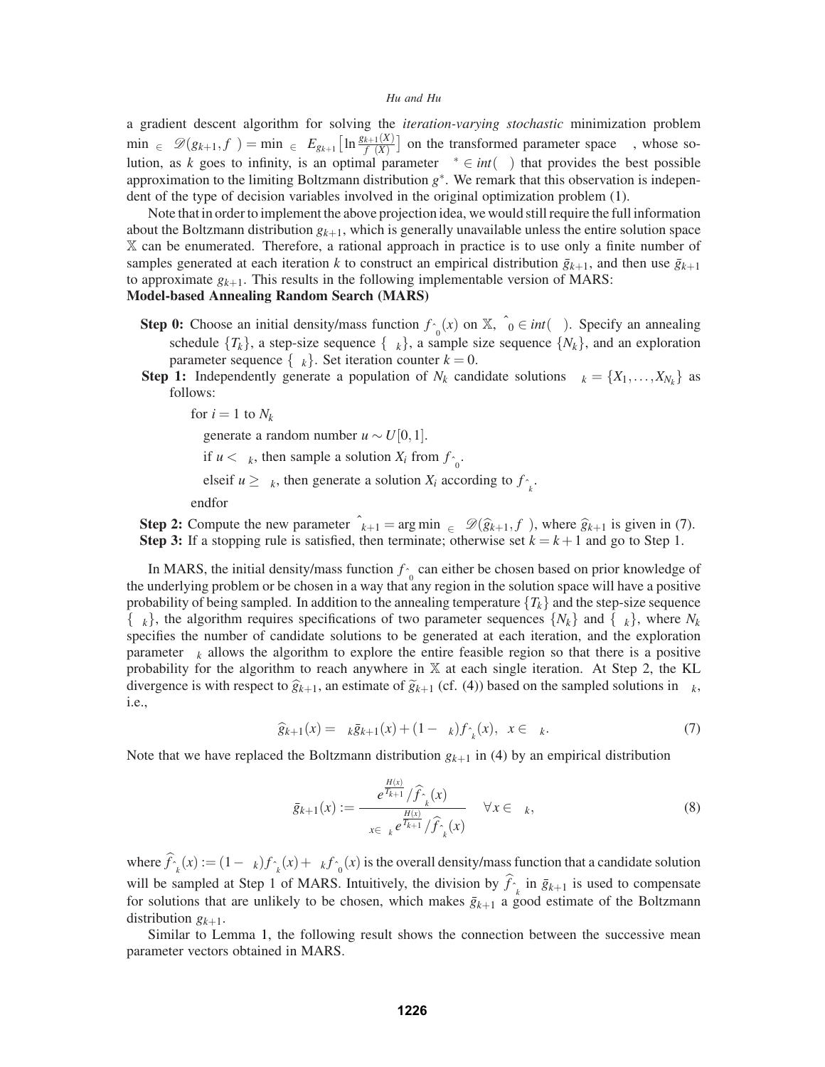a gradient descent algorithm for solving the *iteration-varying stochastic* minimization problem $\min_{\eta\in\Gamma} \mathscr{D}(g_{k+1}, f_\theta) = \min_{\eta\in\Gamma} E_{g_{k+1}}\left[\ln \frac{g_{k+1}(X)}{f_\theta(X)}\right]$ on the transformed parameter space $\Gamma$, whose solution, as $k$ goes to infinity, is an optimal parameter $\eta^* \in int(\Gamma)$ that provides the best possible approximation to the limiting Boltzmann distribution $g^*$. We remark that this observation is independent of the type of decision variables involved in the original optimization problem (1).

Note that in order to implement the above projection idea, we would still require the full information about the Boltzmann distribution $g_{k+1}$, which is generally unavailable unless the entire solution space $\mathbb{X}$ can be enumerated. Therefore, a rational approach in practice is to use only a finite number of samples generated at each iteration $k$ to construct an empirical distribution $\bar{g}_{k+1}$, and then use $\bar{g}_{k+1}$ to approximate $g_{k+1}$. This results in the following implementable version of MARS:

**Model-based Annealing Random Search (MARS)**

- **Step 0:** Choose an initial density/mass function $f_{\hat{\theta}_0}(x)$ on $\mathbb{X}$, $\hat{\eta}_0 \in int(\Gamma)$. Specify an annealing schedule $\{T_k\}$, a step-size sequence $\{\alpha_k\}$, a sample size sequence $\{N_k\}$, and an exploration parameter sequence $\{\lambda_k\}$. Set iteration counter $k = 0$.
- **Step 1:** Independently generate a population of $N_k$ candidate solutions $\Lambda_k = \{X_1, \ldots, X_{N_k}\}$ as follows:

  for $i = 1$ to $N_k$

  generate a random number $u \sim U[0,1]$.

  if $u < \lambda_k$, then sample a solution $X_i$ from $f_{\hat{\theta}_0}$.

  elseif $u \geq \lambda_k$, then generate a solution $X_i$ according to $f_{\hat{\theta}_k}$.

  endfor
- **Step 2:** Compute the new parameter $\hat{\eta}_{k+1} = \arg\min_{\eta\in\Gamma} \mathscr{D}(\widehat{g}_{k+1}, f_\theta)$, where $\widehat{g}_{k+1}$ is given in (7).
- **Step 3:** If a stopping rule is satisfied, then terminate; otherwise set $k = k+1$ and go to Step 1.

In MARS, the initial density/mass function $f_{\hat{\theta}_0}$ can either be chosen based on prior knowledge of the underlying problem or be chosen in a way that any region in the solution space will have a positive probability of being sampled. In addition to the annealing temperature $\{T_k\}$ and the step-size sequence $\{\alpha_k\}$, the algorithm requires specifications of two parameter sequences $\{N_k\}$ and $\{\lambda_k\}$, where $N_k$ specifies the number of candidate solutions to be generated at each iteration, and the exploration parameter $\lambda_k$ allows the algorithm to explore the entire feasible region so that there is a positive probability for the algorithm to reach anywhere in $\mathbb{X}$ at each single iteration. At Step 2, the KL divergence is with respect to $\widehat{g}_{k+1}$, an estimate of $\widetilde{g}_{k+1}$ (cf. (4)) based on the sampled solutions in $\Lambda_k$, i.e.,

$$\widehat{g}_{k+1}(x) = \alpha_k \bar{g}_{k+1}(x) + (1-\alpha_k) f_{\hat{\theta}_k}(x), \quad x \in \Lambda_k. \tag{7}$$

Note that we have replaced the Boltzmann distribution $g_{k+1}$ in (4) by an empirical distribution

$$\bar{g}_{k+1}(x) := \frac{e^{\frac{H(x)}{T_{k+1}}} / \widehat{f}_{\hat{\theta}_k}(x)}{\sum_{x\in\Lambda_k} e^{\frac{H(x)}{T_{k+1}}} / \widehat{f}_{\hat{\theta}_k}(x)} \quad \forall x \in \Lambda_k, \tag{8}$$

where $\widehat{f}_{\hat{\theta}_k}(x) := (1-\lambda_k) f_{\hat{\theta}_k}(x) + \lambda_k f_{\hat{\theta}_0}(x)$ is the overall density/mass function that a candidate solution will be sampled at Step 1 of MARS. Intuitively, the division by $\widehat{f}_{\hat{\theta}_k}$ in $\bar{g}_{k+1}$ is used to compensate for solutions that are unlikely to be chosen, which makes $\bar{g}_{k+1}$ a good estimate of the Boltzmann distribution $g_{k+1}$.

Similar to Lemma 1, the following result shows the connection between the successive mean parameter vectors obtained in MARS.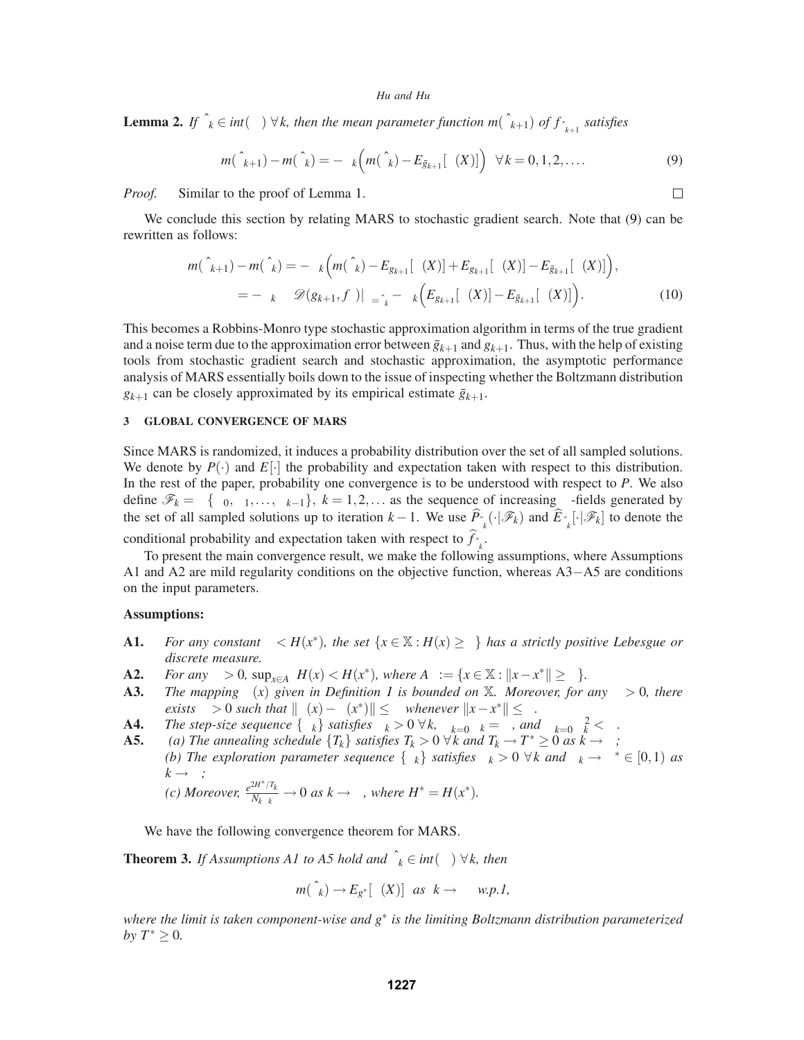**Lemma 2.** *If $\hat{\theta}_k \in int(\Theta)\ \forall k$, then the mean parameter function $m(\hat{\theta}_{k+1})$ of $f_{\hat{\theta}_{k+1}}$ satisfies*

$$m(\hat{\theta}_{k+1}) - m(\hat{\theta}_k) = -\alpha_k\Big(m(\hat{\theta}_k) - E_{\bar{g}_{k+1}}[\Gamma(X)]\Big) \quad \forall k = 0, 1, 2, \ldots. \tag{9}$$

*Proof.* Similar to the proof of Lemma 1. □

We conclude this section by relating MARS to stochastic gradient search. Note that (9) can be rewritten as follows:

$$\begin{aligned} m(\hat{\theta}_{k+1}) - m(\hat{\theta}_k) &= -\alpha_k\Big(m(\hat{\theta}_k) - E_{g_{k+1}}[\Gamma(X)] + E_{g_{k+1}}[\Gamma(X)] - E_{\bar{g}_{k+1}}[\Gamma(X)]\Big), \\ &= -\alpha_k \nabla_\theta \mathscr{D}(g_{k+1}, f_\theta)|_{\theta=\hat{\theta}_k} - \alpha_k\Big(E_{g_{k+1}}[\Gamma(X)] - E_{\bar{g}_{k+1}}[\Gamma(X)]\Big). \end{aligned} \tag{10}$$

This becomes a Robbins-Monro type stochastic approximation algorithm in terms of the true gradient and a noise term due to the approximation error between $\bar{g}_{k+1}$ and $g_{k+1}$. Thus, with the help of existing tools from stochastic gradient search and stochastic approximation, the asymptotic performance analysis of MARS essentially boils down to the issue of inspecting whether the Boltzmann distribution $g_{k+1}$ can be closely approximated by its empirical estimate $\bar{g}_{k+1}$.

## 3 GLOBAL CONVERGENCE OF MARS

Since MARS is randomized, it induces a probability distribution over the set of all sampled solutions. We denote by $P(\cdot)$ and $E[\cdot]$ the probability and expectation taken with respect to this distribution. In the rest of the paper, probability one convergence is to be understood with respect to $P$. We also define $\mathscr{F}_k = \sigma\{\Lambda_0, \Lambda_1, \ldots, \Lambda_{k-1}\}$, $k = 1, 2, \ldots$ as the sequence of increasing $\sigma$-fields generated by the set of all sampled solutions up to iteration $k-1$. We use $\widehat{P}_{\hat{\theta}_k}(\cdot|\mathscr{F}_k)$ and $\widehat{E}_{\hat{\theta}_k}[\cdot|\mathscr{F}_k]$ to denote the conditional probability and expectation taken with respect to $\widehat{f}_{\hat{\theta}_k}$.

To present the main convergence result, we make the following assumptions, where Assumptions A1 and A2 are mild regularity conditions on the objective function, whereas A3−A5 are conditions on the input parameters.

**Assumptions:**

- **A1.** *For any constant $\xi < H(x^*)$, the set $\{x \in \mathbb{X} : H(x) \geq \xi\}$ has a strictly positive Lebesgue or discrete measure.*
- **A2.** *For any $\delta > 0$, $\sup_{x \in A_\delta} H(x) < H(x^*)$, where $A_\delta := \{x \in \mathbb{X} : \|x - x^*\| \geq \delta\}$.*
- **A3.** *The mapping $\Gamma(x)$ given in Definition 1 is bounded on $\mathbb{X}$. Moreover, for any $\varepsilon > 0$, there exists $\delta > 0$ such that $\|\Gamma(x) - \Gamma(x^*)\| \leq \varepsilon$ whenever $\|x - x^*\| \leq \delta$.*
- **A4.** *The step-size sequence $\{\alpha_k\}$ satisfies $\alpha_k > 0\ \forall k$, $\sum_{k=0}^{\infty} \alpha_k = \infty$, and $\sum_{k=0}^{\infty} \alpha_k^2 < \infty$.*
- **A5.** *(a) The annealing schedule $\{T_k\}$ satisfies $T_k > 0\ \forall k$ and $T_k \to T^* \geq 0$ as $k \to \infty$;*
  *(b) The exploration parameter sequence $\{\lambda_k\}$ satisfies $\lambda_k > 0\ \forall k$ and $\lambda_k \to \lambda^* \in [0, 1)$ as $k \to \infty$;*
  *(c) Moreover, $\frac{e^{2H^*/T_k}}{N_k \lambda_k} \to 0$ as $k \to \infty$, where $H^* = H(x^*)$.*

We have the following convergence theorem for MARS.

**Theorem 3.** *If Assumptions A1 to A5 hold and $\hat{\theta}_k \in int(\Theta)\ \forall k$, then*

$$m(\hat{\theta}_k) \to E_{g^*}[\Gamma(X)] \quad as \quad k \to \infty \quad w.p.1,$$

*where the limit is taken component-wise and $g^*$ is the limiting Boltzmann distribution parameterized by $T^* \geq 0$.*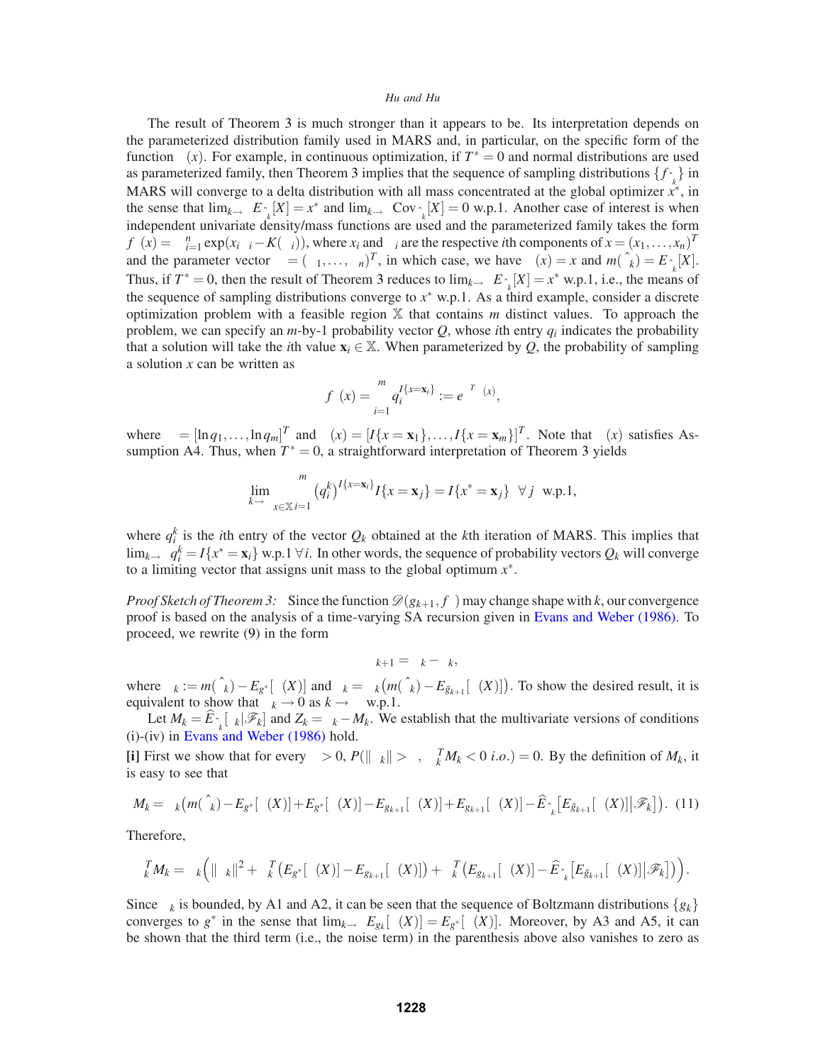The result of Theorem 3 is much stronger than it appears to be. Its interpretation depends on the parameterized distribution family used in MARS and, in particular, on the specific form of the function $\Gamma(x)$. For example, in continuous optimization, if $T^* = 0$ and normal distributions are used as parameterized family, then Theorem 3 implies that the sequence of sampling distributions $\{f_{\hat{\theta}_k}\}$ in MARS will converge to a delta distribution with all mass concentrated at the global optimizer $x^*$, in the sense that $\lim_{k\to\infty} E_{\hat{\theta}_k}[X] = x^*$ and $\lim_{k\to\infty} \mathrm{Cov}_{\hat{\theta}_k}[X] = 0$ w.p.1. Another case of interest is when independent univariate density/mass functions are used and the parameterized family takes the form $f_\theta(x) = \prod_{i=1}^{n} \exp(x_i\theta_i - K(\theta_i))$, where $x_i$ and $\theta_i$ are the respective $i$th components of $x = (x_1,\ldots,x_n)^T$ and the parameter vector $\theta = (\theta_1,\ldots,\theta_n)^T$, in which case, we have $\Gamma(x) = x$ and $m(\hat{\theta}_k) = E_{\hat{\theta}_k}[X]$. Thus, if $T^* = 0$, then the result of Theorem 3 reduces to $\lim_{k\to\infty} E_{\hat{\theta}_k}[X] = x^*$ w.p.1, i.e., the means of the sequence of sampling distributions converge to $x^*$ w.p.1. As a third example, consider a discrete optimization problem with a feasible region $\mathbb{X}$ that contains $m$ distinct values. To approach the problem, we can specify an $m$-by-1 probability vector $Q$, whose $i$th entry $q_i$ indicates the probability that a solution will take the $i$th value $\mathbf{x}_i \in \mathbb{X}$. When parameterized by $Q$, the probability of sampling a solution $x$ can be written as

$$f_\theta(x) = \prod_{i=1}^{m} q_i^{I\{x=\mathbf{x}_i\}} := e^{\theta^T\Gamma(x)},$$

where $\theta = [\ln q_1,\ldots,\ln q_m]^T$ and $\Gamma(x) = [I\{x=\mathbf{x}_1\},\ldots,I\{x=\mathbf{x}_m\}]^T$. Note that $\Gamma(x)$ satisfies Assumption A4. Thus, when $T^* = 0$, a straightforward interpretation of Theorem 3 yields

$$\lim_{k\to\infty} \sum_{x\in\mathbb{X}} \prod_{i=1}^{m} \left(q_i^k\right)^{I\{x=\mathbf{x}_i\}} I\{x=\mathbf{x}_j\} = I\{x^* = \mathbf{x}_j\} \quad \forall j \ \text{ w.p.1},$$

where $q_i^k$ is the $i$th entry of the vector $Q_k$ obtained at the $k$th iteration of MARS. This implies that $\lim_{k\to\infty} q_i^k = I\{x^* = \mathbf{x}_i\}$ w.p.1 $\forall i$. In other words, the sequence of probability vectors $Q_k$ will converge to a limiting vector that assigns unit mass to the global optimum $x^*$.

*Proof Sketch of Theorem 3:* Since the function $\mathscr{D}(g_{k+1}, f_\theta)$ may change shape with $k$, our convergence proof is based on the analysis of a time-varying SA recursion given in Evans and Weber (1986). To proceed, we rewrite (9) in the form

$$\eta_{k+1} = \eta_k - \delta_k,$$

where $\eta_k := m(\hat{\theta}_k) - E_{g^*}[\Gamma(X)]$ and $\delta_k = \alpha_k\big(m(\hat{\theta}_k) - E_{\bar{g}_{k+1}}[\Gamma(X)]\big)$. To show the desired result, it is equivalent to show that $\eta_k \to 0$ as $k \to \infty$ w.p.1.

Let $M_k = \widehat{E}_{\hat{\theta}_k}[\delta_k|\mathscr{F}_k]$ and $Z_k = \delta_k - M_k$. We establish that the multivariate versions of conditions (i)-(iv) in Evans and Weber (1986) hold.

**[i]** First we show that for every $\varepsilon > 0$, $P(\|\eta_k\| > \varepsilon, \eta_k^T M_k < 0 \ i.o.) = 0$. By the definition of $M_k$, it is easy to see that

$$M_k = \alpha_k\Big(m(\hat{\theta}_k) - E_{g^*}[\Gamma(X)] + E_{g^*}[\Gamma(X)] - E_{g_{k+1}}[\Gamma(X)] + E_{g_{k+1}}[\Gamma(X)] - \widehat{E}_{\hat{\theta}_k}\big[E_{\bar{g}_{k+1}}[\Gamma(X)]\big|\mathscr{F}_k\big]\Big). \quad (11)$$

Therefore,

$$\eta_k^T M_k = \alpha_k\Big(\|\eta_k\|^2 + \eta_k^T\big(E_{g^*}[\Gamma(X)] - E_{g_{k+1}}[\Gamma(X)]\big) + \eta_k^T\big(E_{g_{k+1}}[\Gamma(X)] - \widehat{E}_{\hat{\theta}_k}\big[E_{\bar{g}_{k+1}}[\Gamma(X)]\big|\mathscr{F}_k\big]\big)\Big).$$

Since $\eta_k$ is bounded, by A1 and A2, it can be seen that the sequence of Boltzmann distributions $\{g_k\}$ converges to $g^*$ in the sense that $\lim_{k\to\infty} E_{g_k}[\Gamma(X)] = E_{g^*}[\Gamma(X)]$. Moreover, by A3 and A5, it can be shown that the third term (i.e., the noise term) in the parenthesis above also vanishes to zero as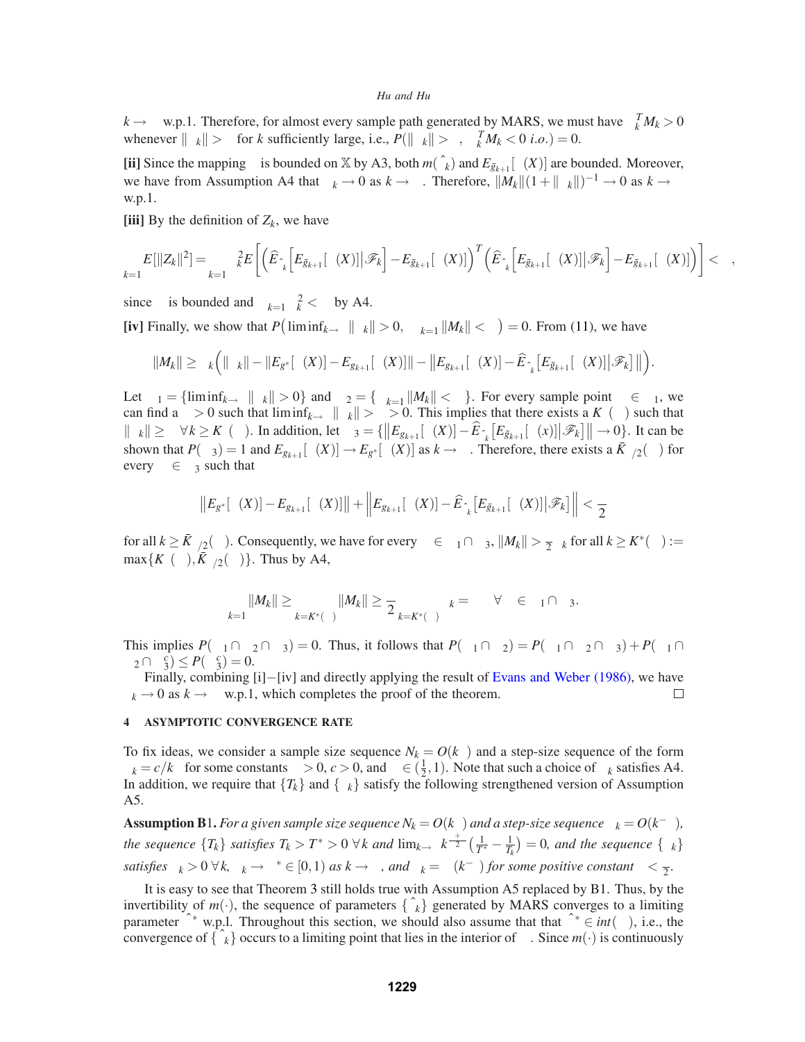$k \to \infty$ w.p.1. Therefore, for almost every sample path generated by MARS, we must have $\tilde{\eta}_k^T M_k > 0$ whenever $\|\tilde{\eta}_k\| > \varepsilon$ for $k$ sufficiently large, i.e., $P(\|\tilde{\eta}_k\| > \varepsilon, \tilde{\eta}_k^T M_k < 0 \ i.o.) = 0$.

**[ii]** Since the mapping $\Gamma$ is bounded on $\mathbb{X}$ by A3, both $m(\hat{\eta}_k)$ and $E_{\bar{g}_{k+1}}[\Gamma(X)]$ are bounded. Moreover, we have from Assumption A4 that $\alpha_k \to 0$ as $k \to \infty$. Therefore, $\|M_k\|(1+\|\tilde{\eta}_k\|)^{-1} \to 0$ as $k \to \infty$ w.p.1.

**[iii]** By the definition of $Z_k$, we have

$$\sum_{k=1}^{\infty} E[\|Z_k\|^2] = \sum_{k=1}^{\infty} \alpha_k^2 E\left[\left(\widehat{E}_{\hat{\theta}_k}\left[E_{\bar{g}_{k+1}}[\Gamma(X)]\big|\mathscr{F}_k\right] - E_{\bar{g}_{k+1}}[\Gamma(X)]\right)^T\left(\widehat{E}_{\hat{\theta}_k}\left[E_{\bar{g}_{k+1}}[\Gamma(X)]\big|\mathscr{F}_k\right] - E_{\bar{g}_{k+1}}[\Gamma(X)]\right)\right] < \infty,$$

since $\Gamma$ is bounded and $\sum_{k=1}^{\infty} \alpha_k^2 < \infty$ by A4.

**[iv]** Finally, we show that $P\left(\liminf_{k\to\infty} \|\tilde{\eta}_k\| > 0, \sum_{k=1}^{\infty} \|M_k\| < \infty\right) = 0$. From (11), we have

$$\|M_k\| \geq \alpha_k\left(\|\tilde{\eta}_k\| - \|E_{g^*}[\Gamma(X)] - E_{\bar{g}_{k+1}}[\Gamma(X)]\| - \left\|E_{\bar{g}_{k+1}}[\Gamma(X)] - \widehat{E}_{\hat{\theta}_k}\left[E_{\bar{g}_{k+1}}[\Gamma(X)]\big|\mathscr{F}_k\right]\right\|\right).$$

Let $\Omega_1 = \{\liminf_{k\to\infty} \|\tilde{\eta}_k\| > 0\}$ and $\Omega_2 = \{\sum_{k=1}^{\infty} \|M_k\| < \infty\}$. For every sample point $\omega \in \Omega_1$, we can find a $\delta > 0$ such that $\liminf_{k\to\infty} \|\tilde{\eta}_k\| > \delta > 0$. This implies that there exists a $K(\omega)$ such that $\|\tilde{\eta}_k\| \geq \delta \ \forall k \geq K(\omega)$. In addition, let $\Omega_3 = \{\left\|E_{\bar{g}_{k+1}}[\Gamma(X)] - \widehat{E}_{\hat{\theta}_k}\left[E_{\bar{g}_{k+1}}[\Gamma(x)]\big|\mathscr{F}_k\right]\right\| \to 0\}$. It can be shown that $P(\Omega_3) = 1$ and $E_{\bar{g}_{k+1}}[\Gamma(X)] \to E_{g^*}[\Gamma(X)]$ as $k \to \infty$. Therefore, there exists a $\bar{K}_{\delta/2}(\omega)$ for every $\omega \in \Omega_3$ such that

$$\left\|E_{g^*}[\Gamma(X)] - E_{\bar{g}_{k+1}}[\Gamma(X)]\right\| + \left\|E_{\bar{g}_{k+1}}[\Gamma(X)] - \widehat{E}_{\hat{\theta}_k}\left[E_{\bar{g}_{k+1}}[\Gamma(X)]\big|\mathscr{F}_k\right]\right\| < \frac{\delta}{2}$$

for all $k \geq \bar{K}_{\delta/2}(\omega)$. Consequently, we have for every $\omega \in \Omega_1 \cap \Omega_3$, $\|M_k\| > \frac{\delta}{2}\alpha_k$ for all $k \geq K^*(\omega) := \max\{K(\omega), \bar{K}_{\delta/2}(\omega)\}$. Thus by A4,

$$\sum_{k=1}^{\infty} \|M_k\| \geq \sum_{k=K^*(\omega)}^{\infty} \|M_k\| \geq \frac{\delta}{2} \sum_{k=K^*(\omega)}^{\infty} \alpha_k = \infty \quad \forall \omega \in \Omega_1 \cap \Omega_3.$$

This implies $P(\Omega_1 \cap \Omega_2 \cap \Omega_3) = 0$. Thus, it follows that $P(\Omega_1 \cap \Omega_2) = P(\Omega_1 \cap \Omega_2 \cap \Omega_3) + P(\Omega_1 \cap \Omega_2 \cap \Omega_3^c) \leq P(\Omega_3^c) = 0$.

Finally, combining [i]−[iv] and directly applying the result of Evans and Weber (1986), we have $\tilde{\eta}_k \to 0$ as $k \to \infty$ w.p.1, which completes the proof of the theorem. $\square$

# 4 ASYMPTOTIC CONVERGENCE RATE

To fix ideas, we consider a sample size sequence $N_k = O(k^\zeta)$ and a step-size sequence of the form $\alpha_k = c/k^\alpha$ for some constants $\zeta > 0$, $c > 0$, and $\alpha \in (\frac{1}{2}, 1)$. Note that such a choice of $\alpha_k$ satisfies A4. In addition, we require that $\{T_k\}$ and $\{\lambda_k\}$ satisfy the following strengthened version of Assumption A5.

**Assumption B1.** *For a given sample size sequence $N_k = O(k^\zeta)$ and a step-size sequence $\alpha_k = O(k^{-\alpha})$, the sequence $\{T_k\}$ satisfies $T_k > T^* > 0 \ \forall k$ and $\lim_{k\to\infty} k^{\frac{\alpha+\zeta}{2}}\left(\frac{1}{T^*} - \frac{1}{T_k}\right) = 0$, and the sequence $\{\lambda_k\}$ satisfies $\lambda_k > 0 \ \forall k$, $\lambda_k \to \lambda^* \in [0,1)$ as $k \to \infty$, and $\lambda_k = \Theta(k^{-\lambda})$ for some positive constant $\lambda < \frac{\zeta}{2}$.*

It is easy to see that Theorem 3 still holds true with Assumption A5 replaced by B1. Thus, by the invertibility of $m(\cdot)$, the sequence of parameters $\{\hat{\theta}_k\}$ generated by MARS converges to a limiting parameter $\hat{\theta}^*$ w.p.l. Throughout this section, we should also assume that $\hat{\theta}^* \in int(\Theta)$, i.e., the convergence of $\{\hat{\theta}_k\}$ occurs to a limiting point that lies in the interior of $\Theta$. Since $m(\cdot)$ is continuously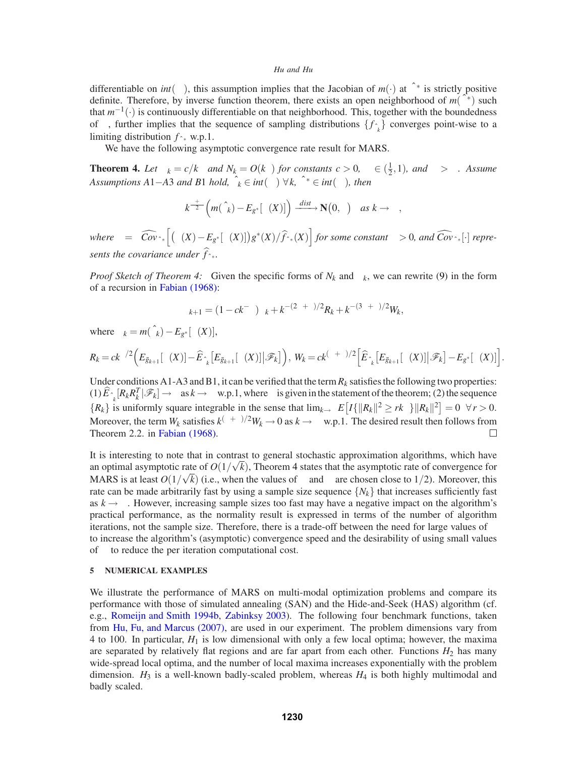differentiable on $int(\Theta)$, this assumption implies that the Jacobian of $m(\cdot)$ at $\hat{\theta}^*$ is strictly positive definite. Therefore, by inverse function theorem, there exists an open neighborhood of $m(\hat{\theta}^*)$ such that $m^{-1}(\cdot)$ is continuously differentiable on that neighborhood. This, together with the boundedness of $\Theta$, further implies that the sequence of sampling distributions $\{f_{\hat{\theta}_k}\}$ converges point-wise to a limiting distribution $f_{\hat{\theta}^*}$ w.p.1.

We have the following asymptotic convergence rate result for MARS.

**Theorem 4.** *Let $\alpha_k = c/k^{\alpha}$ and $N_k = O(k^{\beta})$ for constants $c > 0$, $\alpha \in (\frac{1}{2}, 1)$, and $\beta > \alpha$. Assume Assumptions A1–A3 and B1 hold, $\hat{\theta}_k \in int(\Theta)$ $\forall k$, $\hat{\theta}^* \in int(\Theta)$, then*

$$k^{\frac{\alpha+\beta}{2}}\Big(m(\hat{\theta}_k) - E_{g^*}[\Gamma(X)]\Big) \xrightarrow{dist} \mathbf{N}(0, \Sigma) \quad \text{as } k \to \infty,$$

*where $\Sigma = \widehat{Cov}_{\hat{\theta}^*}\Big[\big(\Gamma(X) - E_{g^*}[\Gamma(X)]\big)g^*(X)/\widehat{f}_{\hat{\theta}^*}(X)\Big]$ for some constant $\lambda > 0$, and $\widehat{Cov}_{\hat{\theta}^*}[\cdot]$ represents the covariance under $\widehat{f}_{\hat{\theta}^*}$.*

*Proof Sketch of Theorem 4:* Given the specific forms of $N_k$ and $\alpha_k$, we can rewrite (9) in the form of a recursion in Fabian (1968):

$$\zeta_{k+1} = (1 - ck^{-\alpha})\zeta_k + k^{-(2\alpha+\beta)/2}R_k + k^{-(3\alpha+\beta)/2}W_k,$$

where $\zeta_k = m(\hat{\theta}_k) - E_{g^*}[\Gamma(X)]$,

$$R_k = ck^{\beta/2}\Big(E_{\bar{g}_{k+1}}[\Gamma(X)] - \widehat{E}_{\hat{\theta}_k}\big[E_{\bar{g}_{k+1}}[\Gamma(X)]\big|\mathscr{F}_k\big]\Big),\; W_k = ck^{(\alpha+\beta)/2}\Big[\widehat{E}_{\hat{\theta}_k}\big[E_{\bar{g}_{k+1}}[\Gamma(X)]\big|\mathscr{F}_k\big] - E_{g^*}[\Gamma(X)]\Big].$$

Under conditions A1-A3 and B1, it can be verified that the term $R_k$ satisfies the following two properties: (1) $\widehat{E}_{\hat{\theta}_k}[R_k R_k^T|\mathscr{F}_k] \to \Sigma$ as $k \to \infty$ w.p.1, where $\Sigma$ is given in the statement of the theorem; (2) the sequence $\{R_k\}$ is uniformly square integrable in the sense that $\lim_{k\to\infty} E\big[I\{\|R_k\|^2 \geq rk^{\alpha}\}\|R_k\|^2\big] = 0 \;\; \forall r > 0$. Moreover, the term $W_k$ satisfies $k^{(\alpha+\beta)/2}W_k \to 0$ as $k \to \infty$ w.p.1. The desired result then follows from Theorem 2.2. in Fabian (1968). $\square$

It is interesting to note that in contrast to general stochastic approximation algorithms, which have an optimal asymptotic rate of $O(1/\sqrt{k})$, Theorem 4 states that the asymptotic rate of convergence for MARS is at least $O(1/\sqrt{k})$ (i.e., when the values of $\alpha$ and $\beta$ are chosen close to $1/2$). Moreover, this rate can be made arbitrarily fast by using a sample size sequence $\{N_k\}$ that increases sufficiently fast as $k \to \infty$. However, increasing sample sizes too fast may have a negative impact on the algorithm's practical performance, as the normality result is expressed in terms of the number of algorithm iterations, not the sample size. Therefore, there is a trade-off between the need for large values of $\beta$ to increase the algorithm's (asymptotic) convergence speed and the desirability of using small values of $\beta$ to reduce the per iteration computational cost.

## 5 NUMERICAL EXAMPLES

We illustrate the performance of MARS on multi-modal optimization problems and compare its performance with those of simulated annealing (SAN) and the Hide-and-Seek (HAS) algorithm (cf. e.g., Romeijn and Smith 1994b, Zabinksy 2003). The following four benchmark functions, taken from Hu, Fu, and Marcus (2007), are used in our experiment. The problem dimensions vary from 4 to 100. In particular, $H_1$ is low dimensional with only a few local optima; however, the maxima are separated by relatively flat regions and are far apart from each other. Functions $H_2$ has many wide-spread local optima, and the number of local maxima increases exponentially with the problem dimension. $H_3$ is a well-known badly-scaled problem, whereas $H_4$ is both highly multimodal and badly scaled.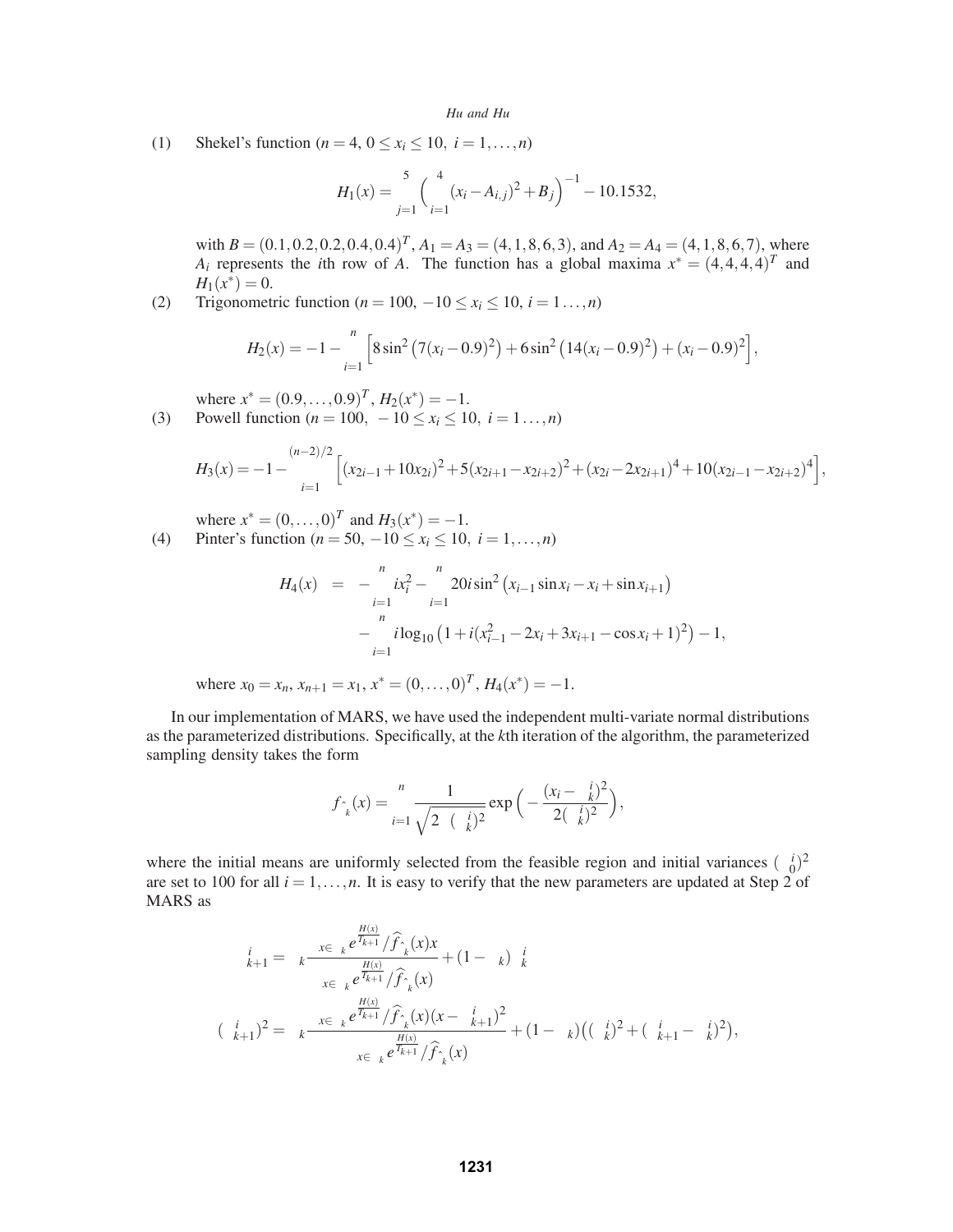(1) Shekel's function ($n = 4$, $0 \le x_i \le 10$, $i = 1,\dots,n$)

$$H_1(x) = \sum_{j=1}^{5}\Big(\sum_{i=1}^{4}(x_i - A_{i,j})^2 + B_j\Big)^{-1} - 10.1532,$$

with $B = (0.1, 0.2, 0.2, 0.4, 0.4)^T$, $A_1 = A_3 = (4,1,8,6,3)$, and $A_2 = A_4 = (4,1,8,6,7)$, where $A_i$ represents the $i$th row of $A$. The function has a global maxima $x^* = (4,4,4,4)^T$ and $H_1(x^*) = 0$.

(2) Trigonometric function ($n = 100$, $-10 \le x_i \le 10$, $i = 1\dots,n$)

$$H_2(x) = -1 - \sum_{i=1}^{n}\Big[8\sin^2\big(7(x_i - 0.9)^2\big) + 6\sin^2\big(14(x_i - 0.9)^2\big) + (x_i - 0.9)^2\Big],$$

where $x^* = (0.9,\dots,0.9)^T$, $H_2(x^*) = -1$.

(3) Powell function ($n = 100$, $-10 \le x_i \le 10$, $i = 1\dots,n$)

$$H_3(x) = -1 - \sum_{i=1}^{(n-2)/2}\Big[(x_{2i-1} + 10x_{2i})^2 + 5(x_{2i+1} - x_{2i+2})^2 + (x_{2i} - 2x_{2i+1})^4 + 10(x_{2i-1} - x_{2i+2})^4\Big],$$

where $x^* = (0,\dots,0)^T$ and $H_3(x^*) = -1$.

(4) Pinter's function ($n = 50$, $-10 \le x_i \le 10$, $i = 1,\dots,n$)

$$\begin{aligned} H_4(x) &= -\sum_{i=1}^{n} i x_i^2 - \sum_{i=1}^{n} 20 i \sin^2\big(x_{i-1}\sin x_i - x_i + \sin x_{i+1}\big) \\ &\quad - \sum_{i=1}^{n} i \log_{10}\big(1 + i(x_{i-1}^2 - 2x_i + 3x_{i+1} - \cos x_i + 1)^2\big) - 1, \end{aligned}$$

where $x_0 = x_n$, $x_{n+1} = x_1$, $x^* = (0,\dots,0)^T$, $H_4(x^*) = -1$.

In our implementation of MARS, we have used the independent multi-variate normal distributions as the parameterized distributions. Specifically, at the $k$th iteration of the algorithm, the parameterized sampling density takes the form

$$f_{\hat{\theta}_k}(x) = \prod_{i=1}^{n}\frac{1}{\sqrt{2\pi(\sigma_k^i)^2}}\exp\Big(-\frac{(x_i - \mu_k^i)^2}{2(\sigma_k^i)^2}\Big),$$

where the initial means are uniformly selected from the feasible region and initial variances $(\sigma_0^i)^2$ are set to 100 for all $i = 1,\dots,n$. It is easy to verify that the new parameters are updated at Step 2 of MARS as

$$\mu_{k+1}^i = \alpha_k \frac{\sum_{x\in\Lambda_k} e^{\frac{H(x)}{T_{k+1}}}/\widehat{f}_{\hat{\theta}_k}(x)x}{\sum_{x\in\Lambda_k} e^{\frac{H(x)}{T_{k+1}}}/\widehat{f}_{\hat{\theta}_k}(x)} + (1-\alpha_k)\mu_k^i$$

$$(\sigma_{k+1}^i)^2 = \alpha_k \frac{\sum_{x\in\Lambda_k} e^{\frac{H(x)}{T_{k+1}}}/\widehat{f}_{\hat{\theta}_k}(x)(x - \mu_{k+1}^i)^2}{\sum_{x\in\Lambda_k} e^{\frac{H(x)}{T_{k+1}}}/\widehat{f}_{\hat{\theta}_k}(x)} + (1-\alpha_k)\big((\sigma_k^i)^2 + (\mu_{k+1}^i - \mu_k^i)^2\big),$$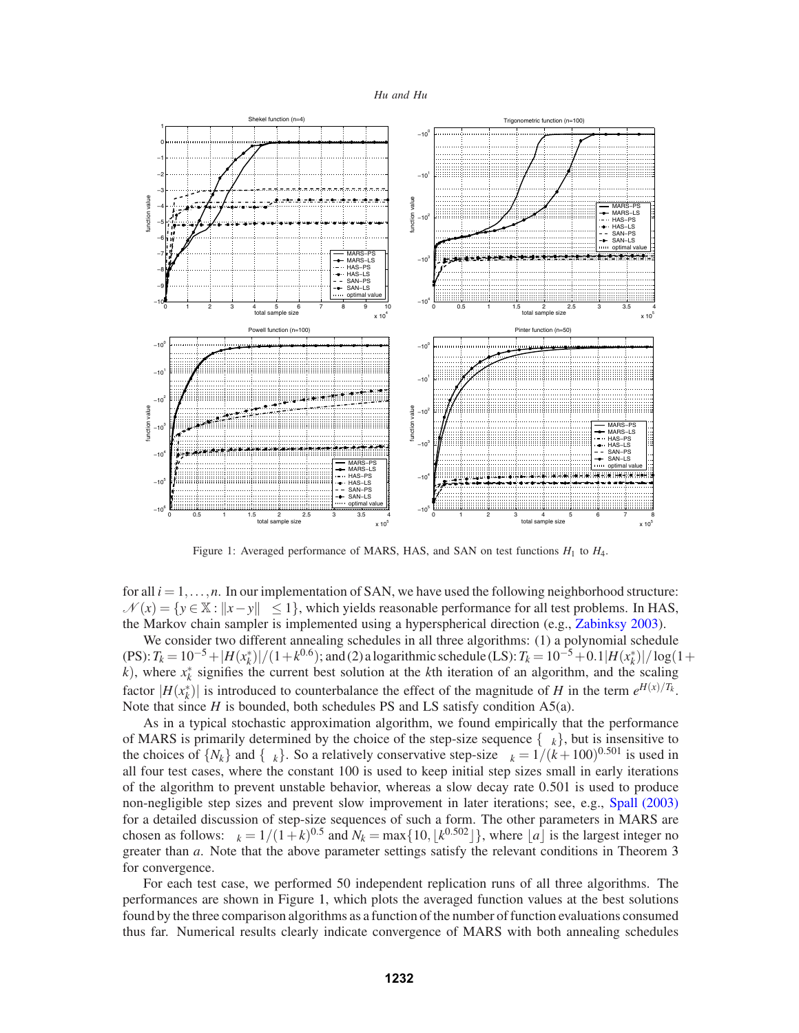Figure 1: Averaged performance of MARS, HAS, and SAN on test functions $H_1$ to $H_4$.

for all $i = 1, \ldots, n$. In our implementation of SAN, we have used the following neighborhood structure: $\mathcal{N}(x) = \{y \in \mathbb{X} : \|x - y\|_\infty \le 1\}$, which yields reasonable performance for all test problems. In HAS, the Markov chain sampler is implemented using a hyperspherical direction (e.g., Zabinksy 2003).

We consider two different annealing schedules in all three algorithms: (1) a polynomial schedule (PS): $T_k = 10^{-5} + |H(x_k^*)|/(1+k^{0.6})$; and (2) a logarithmic schedule (LS): $T_k = 10^{-5} + 0.1|H(x_k^*)|/\log(1+k)$, where $x_k^*$ signifies the current best solution at the $k$th iteration of an algorithm, and the scaling factor $|H(x_k^*)|$ is introduced to counterbalance the effect of the magnitude of $H$ in the term $e^{H(x)/T_k}$. Note that since $H$ is bounded, both schedules PS and LS satisfy condition A5(a).

As in a typical stochastic approximation algorithm, we found empirically that the performance of MARS is primarily determined by the choice of the step-size sequence $\{\alpha_k\}$, but is insensitive to the choices of $\{N_k\}$ and $\{\lambda_k\}$. So a relatively conservative step-size $\alpha_k = 1/(k+100)^{0.501}$ is used in all four test cases, where the constant 100 is used to keep initial step sizes small in early iterations of the algorithm to prevent unstable behavior, whereas a slow decay rate 0.501 is used to produce non-negligible step sizes and prevent slow improvement in later iterations; see, e.g., Spall (2003) for a detailed discussion of step-size sequences of such a form. The other parameters in MARS are chosen as follows: $\lambda_k = 1/(1+k)^{0.5}$ and $N_k = \max\{10, \lfloor k^{0.502} \rfloor\}$, where $\lfloor a \rfloor$ is the largest integer no greater than $a$. Note that the above parameter settings satisfy the relevant conditions in Theorem 3 for convergence.

For each test case, we performed 50 independent replication runs of all three algorithms. The performances are shown in Figure 1, which plots the averaged function values at the best solutions found by the three comparison algorithms as a function of the number of function evaluations consumed thus far. Numerical results clearly indicate convergence of MARS with both annealing schedules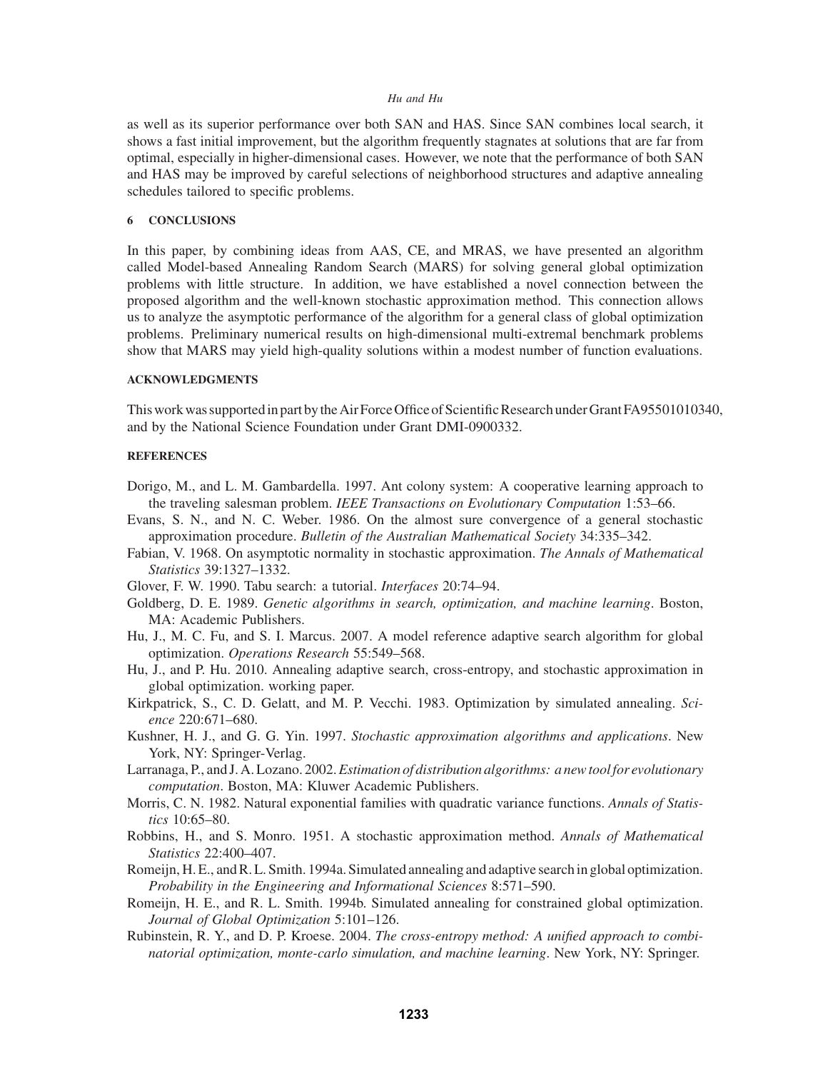as well as its superior performance over both SAN and HAS. Since SAN combines local search, it shows a fast initial improvement, but the algorithm frequently stagnates at solutions that are far from optimal, especially in higher-dimensional cases. However, we note that the performance of both SAN and HAS may be improved by careful selections of neighborhood structures and adaptive annealing schedules tailored to specific problems.

## 6 CONCLUSIONS

In this paper, by combining ideas from AAS, CE, and MRAS, we have presented an algorithm called Model-based Annealing Random Search (MARS) for solving general global optimization problems with little structure. In addition, we have established a novel connection between the proposed algorithm and the well-known stochastic approximation method. This connection allows us to analyze the asymptotic performance of the algorithm for a general class of global optimization problems. Preliminary numerical results on high-dimensional multi-extremal benchmark problems show that MARS may yield high-quality solutions within a modest number of function evaluations.

## ACKNOWLEDGMENTS

This work was supported in part by the Air Force Office of Scientific Research under Grant FA95501010340, and by the National Science Foundation under Grant DMI-0900332.

## REFERENCES

Dorigo, M., and L. M. Gambardella. 1997. Ant colony system: A cooperative learning approach to the traveling salesman problem. *IEEE Transactions on Evolutionary Computation* 1:53–66.

Evans, S. N., and N. C. Weber. 1986. On the almost sure convergence of a general stochastic approximation procedure. *Bulletin of the Australian Mathematical Society* 34:335–342.

Fabian, V. 1968. On asymptotic normality in stochastic approximation. *The Annals of Mathematical Statistics* 39:1327–1332.

Glover, F. W. 1990. Tabu search: a tutorial. *Interfaces* 20:74–94.

Goldberg, D. E. 1989. *Genetic algorithms in search, optimization, and machine learning*. Boston, MA: Academic Publishers.

Hu, J., M. C. Fu, and S. I. Marcus. 2007. A model reference adaptive search algorithm for global optimization. *Operations Research* 55:549–568.

Hu, J., and P. Hu. 2010. Annealing adaptive search, cross-entropy, and stochastic approximation in global optimization. working paper.

Kirkpatrick, S., C. D. Gelatt, and M. P. Vecchi. 1983. Optimization by simulated annealing. *Science* 220:671–680.

Kushner, H. J., and G. G. Yin. 1997. *Stochastic approximation algorithms and applications*. New York, NY: Springer-Verlag.

Larranaga, P., and J. A. Lozano. 2002. *Estimation of distribution algorithms: a new tool for evolutionary computation*. Boston, MA: Kluwer Academic Publishers.

Morris, C. N. 1982. Natural exponential families with quadratic variance functions. *Annals of Statistics* 10:65–80.

Robbins, H., and S. Monro. 1951. A stochastic approximation method. *Annals of Mathematical Statistics* 22:400–407.

Romeijn, H. E., and R. L. Smith. 1994a. Simulated annealing and adaptive search in global optimization. *Probability in the Engineering and Informational Sciences* 8:571–590.

Romeijn, H. E., and R. L. Smith. 1994b. Simulated annealing for constrained global optimization. *Journal of Global Optimization* 5:101–126.

Rubinstein, R. Y., and D. P. Kroese. 2004. *The cross-entropy method: A unified approach to combinatorial optimization, monte-carlo simulation, and machine learning*. New York, NY: Springer.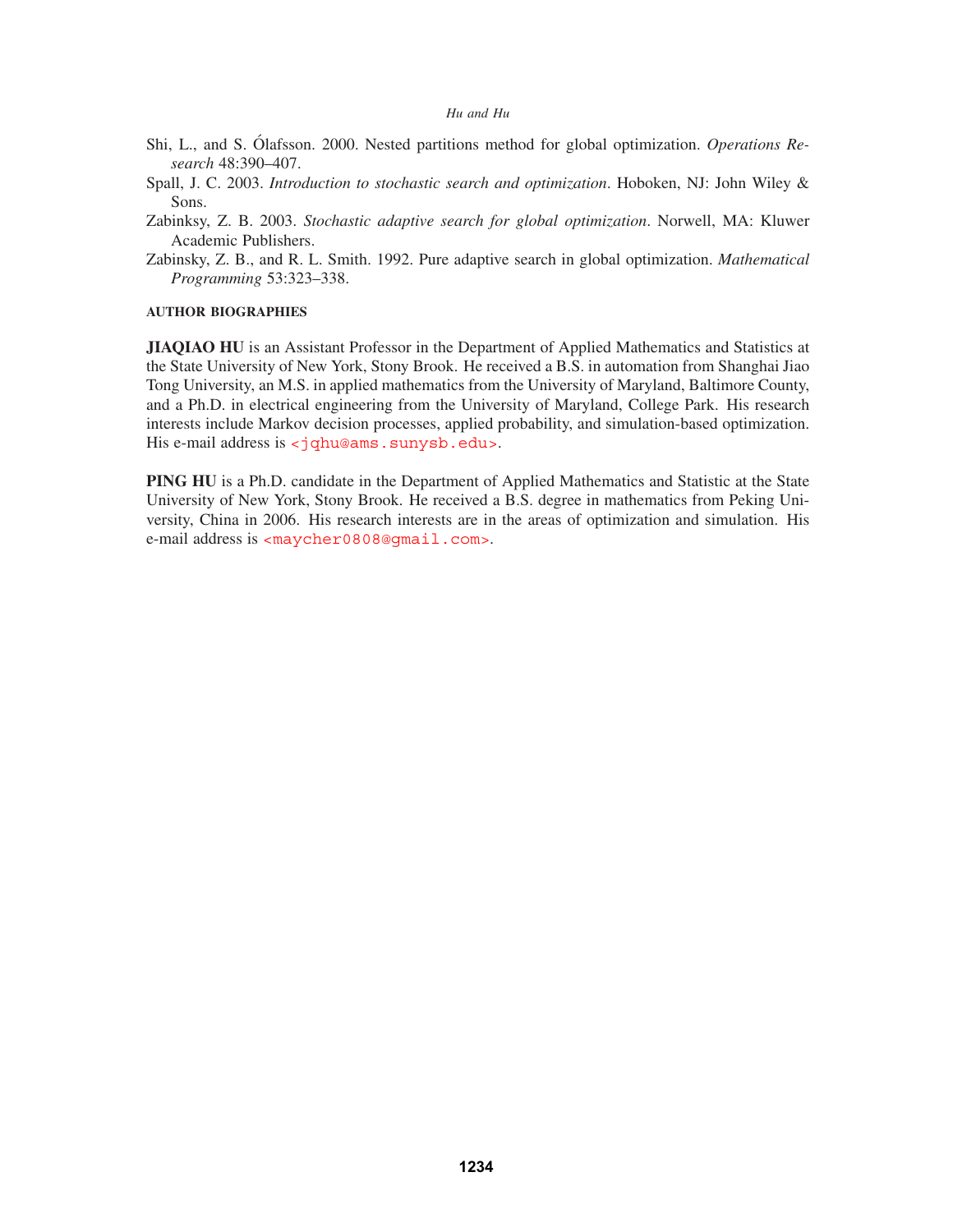Shi, L., and S. Ólafsson. 2000. Nested partitions method for global optimization. *Operations Research* 48:390–407.

Spall, J. C. 2003. *Introduction to stochastic search and optimization*. Hoboken, NJ: John Wiley & Sons.

Zabinksy, Z. B. 2003. *Stochastic adaptive search for global optimization*. Norwell, MA: Kluwer Academic Publishers.

Zabinsky, Z. B., and R. L. Smith. 1992. Pure adaptive search in global optimization. *Mathematical Programming* 53:323–338.

## AUTHOR BIOGRAPHIES

**JIAQIAO HU** is an Assistant Professor in the Department of Applied Mathematics and Statistics at the State University of New York, Stony Brook. He received a B.S. in automation from Shanghai Jiao Tong University, an M.S. in applied mathematics from the University of Maryland, Baltimore County, and a Ph.D. in electrical engineering from the University of Maryland, College Park. His research interests include Markov decision processes, applied probability, and simulation-based optimization. His e-mail address is <jqhu@ams.sunysb.edu>.

**PING HU** is a Ph.D. candidate in the Department of Applied Mathematics and Statistic at the State University of New York, Stony Brook. He received a B.S. degree in mathematics from Peking University, China in 2006. His research interests are in the areas of optimization and simulation. His e-mail address is <maycher0808@gmail.com>.